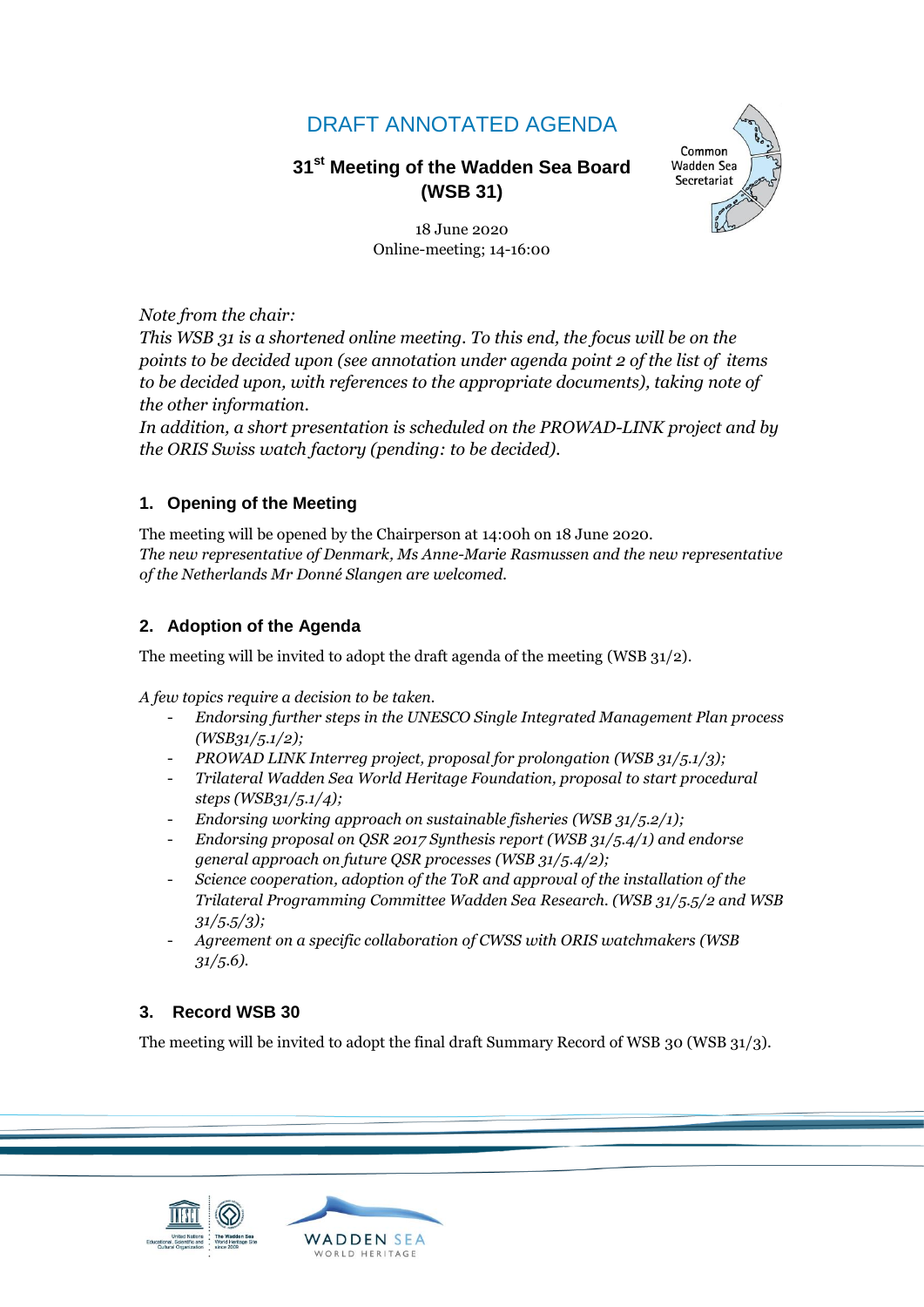# DRAFT ANNOTATED AGENDA

## 31st Meeting of the Wadden Sea Board (WSB 31)

18 June 2020
Online-meeting; 14-16:00

*Note from the chair:*
*This WSB 31 is a shortened online meeting. To this end, the focus will be on the points to be decided upon (see annotation under agenda point 2 of the list of items to be decided upon, with references to the appropriate documents), taking note of the other information.*
*In addition, a short presentation is scheduled on the PROWAD-LINK project and by the ORIS Swiss watch factory (pending: to be decided).*

### 1. Opening of the Meeting

The meeting will be opened by the Chairperson at 14:00h on 18 June 2020.
*The new representative of Denmark, Ms Anne-Marie Rasmussen and the new representative of the Netherlands Mr Donné Slangen are welcomed.*

### 2. Adoption of the Agenda

The meeting will be invited to adopt the draft agenda of the meeting (WSB 31/2).

*A few topics require a decision to be taken.*

- *Endorsing further steps in the UNESCO Single Integrated Management Plan process (WSB31/5.1/2);*
- *PROWAD LINK Interreg project, proposal for prolongation (WSB 31/5.1/3);*
- *Trilateral Wadden Sea World Heritage Foundation, proposal to start procedural steps (WSB31/5.1/4);*
- *Endorsing working approach on sustainable fisheries (WSB 31/5.2/1);*
- *Endorsing proposal on QSR 2017 Synthesis report (WSB 31/5.4/1) and endorse general approach on future QSR processes (WSB 31/5.4/2);*
- *Science cooperation, adoption of the ToR and approval of the installation of the Trilateral Programming Committee Wadden Sea Research. (WSB 31/5.5/2 and WSB 31/5.5/3);*
- *Agreement on a specific collaboration of CWSS with ORIS watchmakers (WSB 31/5.6).*

### 3. Record WSB 30

The meeting will be invited to adopt the final draft Summary Record of WSB 30 (WSB 31/3).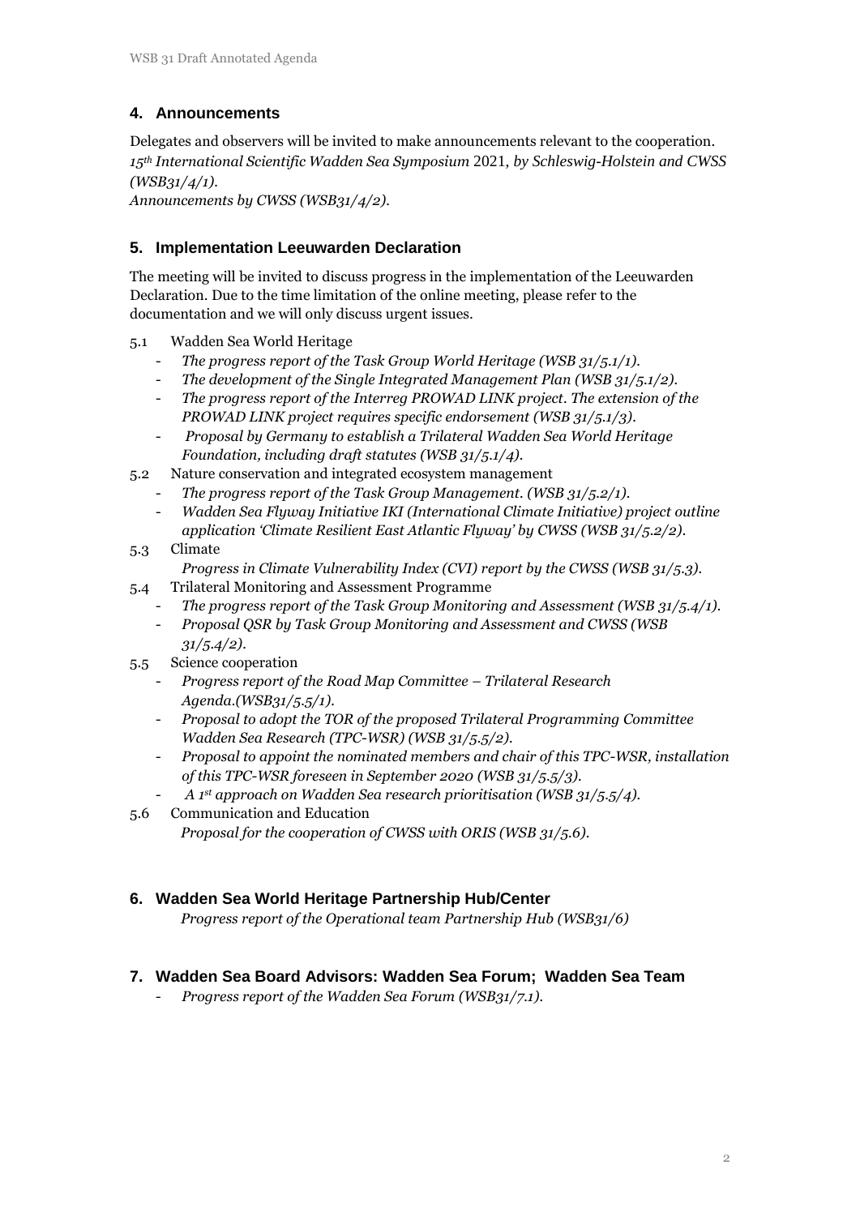## 4. Announcements

Delegates and observers will be invited to make announcements relevant to the cooperation.
*15th International Scientific Wadden Sea Symposium* 2021, *by Schleswig-Holstein and CWSS (WSB31/4/1).*
*Announcements by CWSS (WSB31/4/2).*

## 5. Implementation Leeuwarden Declaration

The meeting will be invited to discuss progress in the implementation of the Leeuwarden Declaration. Due to the time limitation of the online meeting, please refer to the documentation and we will only discuss urgent issues.

5.1 Wadden Sea World Heritage
- *The progress report of the Task Group World Heritage (WSB 31/5.1/1).*
- *The development of the Single Integrated Management Plan (WSB 31/5.1/2).*
- *The progress report of the Interreg PROWAD LINK project. The extension of the PROWAD LINK project requires specific endorsement (WSB 31/5.1/3).*
- *Proposal by Germany to establish a Trilateral Wadden Sea World Heritage Foundation, including draft statutes (WSB 31/5.1/4).*

5.2 Nature conservation and integrated ecosystem management
- *The progress report of the Task Group Management. (WSB 31/5.2/1).*
- *Wadden Sea Flyway Initiative IKI (International Climate Initiative) project outline application 'Climate Resilient East Atlantic Flyway' by CWSS (WSB 31/5.2/2).*

5.3 Climate

*Progress in Climate Vulnerability Index (CVI) report by the CWSS (WSB 31/5.3).*

5.4 Trilateral Monitoring and Assessment Programme
- *The progress report of the Task Group Monitoring and Assessment (WSB 31/5.4/1).*
- *Proposal QSR by Task Group Monitoring and Assessment and CWSS (WSB 31/5.4/2).*

5.5 Science cooperation
- *Progress report of the Road Map Committee – Trilateral Research Agenda.(WSB31/5.5/1).*
- *Proposal to adopt the TOR of the proposed Trilateral Programming Committee Wadden Sea Research (TPC-WSR) (WSB 31/5.5/2).*
- *Proposal to appoint the nominated members and chair of this TPC-WSR, installation of this TPC-WSR foreseen in September 2020 (WSB 31/5.5/3).*
- *A 1st approach on Wadden Sea research prioritisation (WSB 31/5.5/4).*

5.6 Communication and Education

*Proposal for the cooperation of CWSS with ORIS (WSB 31/5.6).*

## 6. Wadden Sea World Heritage Partnership Hub/Center

*Progress report of the Operational team Partnership Hub (WSB31/6)*

## 7. Wadden Sea Board Advisors: Wadden Sea Forum; Wadden Sea Team

- *Progress report of the Wadden Sea Forum (WSB31/7.1).*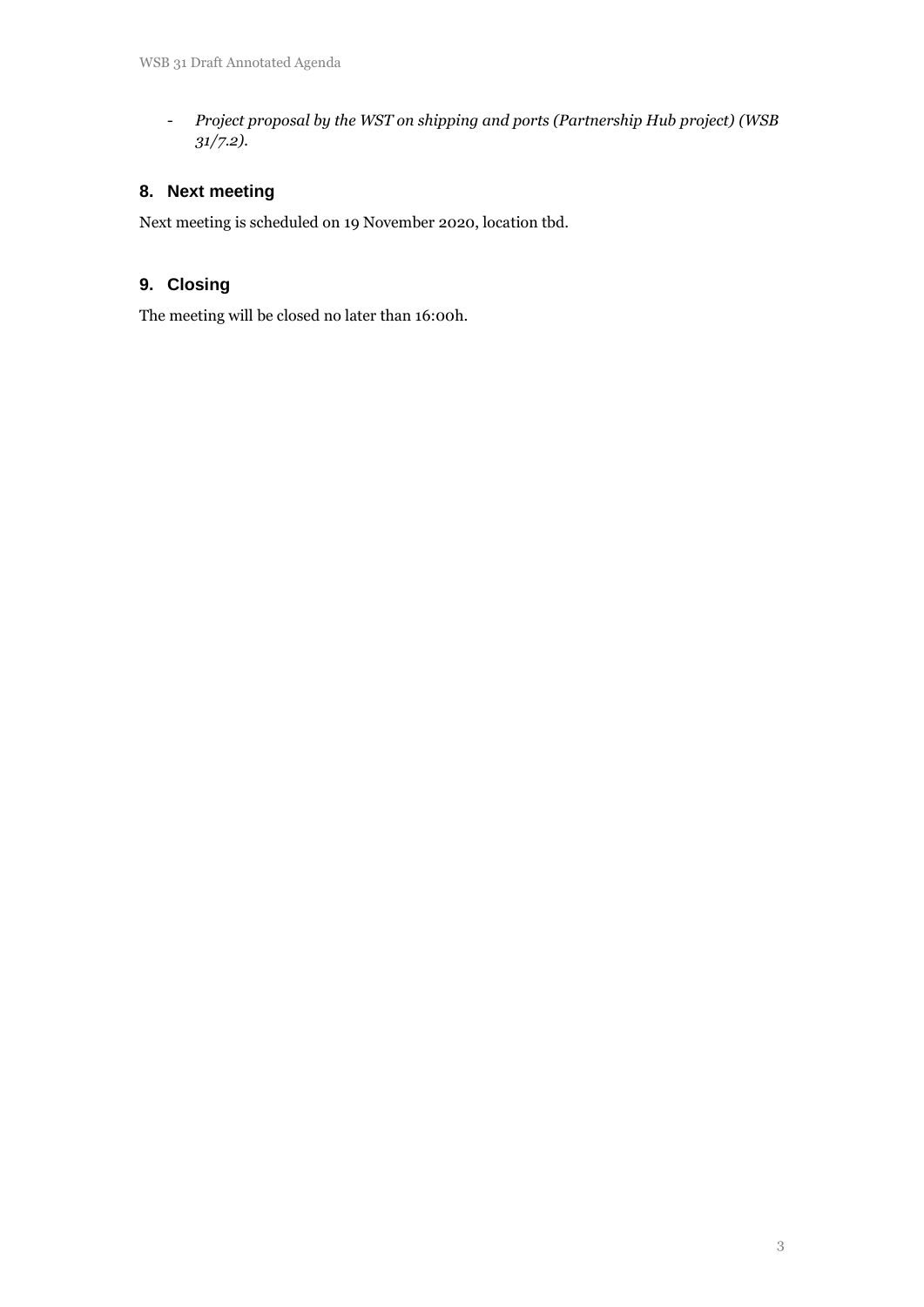- *Project proposal by the WST on shipping and ports (Partnership Hub project) (WSB 31/7.2).*

## 8. Next meeting

Next meeting is scheduled on 19 November 2020, location tbd.

## 9. Closing

The meeting will be closed no later than 16:00h.